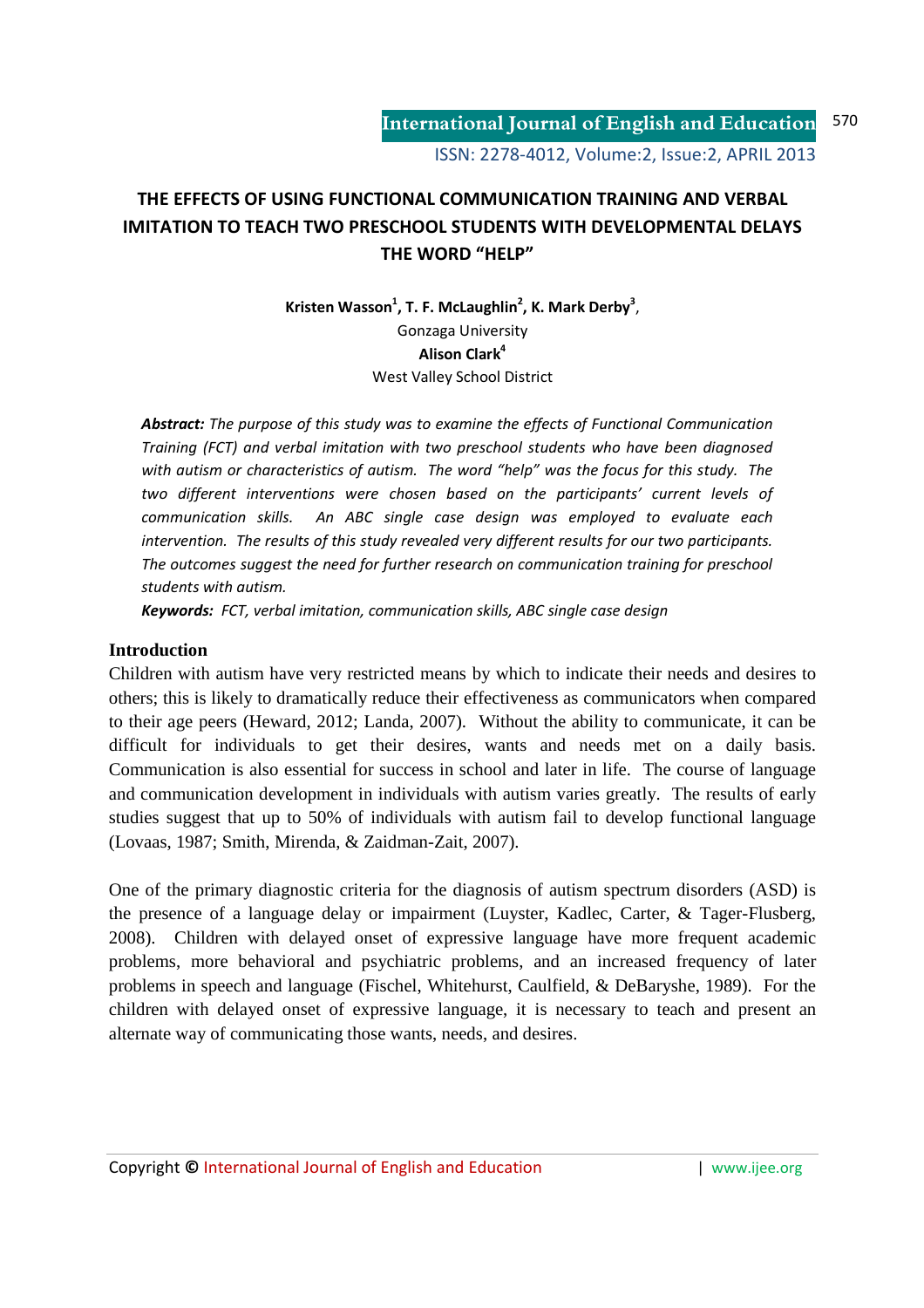# THE EFFECTS OF USING FUNCTIONAL COMMUNICATION TRAINING AND VERBAL IMITATION TO TEACH TWO PRESCHOOL STUDENTS WITH DEVELOPMENTAL DELAYS THE WORD "HELP"

**Kristen Wasson[1], T. F. McLaughlin[2], K. Mark Derby[3]**,
Gonzaga University
**Alison Clark[4]**
West Valley School District

***Abstract:*** *The purpose of this study was to examine the effects of Functional Communication Training (FCT) and verbal imitation with two preschool students who have been diagnosed with autism or characteristics of autism. The word "help" was the focus for this study. The two different interventions were chosen based on the participants' current levels of communication skills. An ABC single case design was employed to evaluate each intervention. The results of this study revealed very different results for our two participants. The outcomes suggest the need for further research on communication training for preschool students with autism.*

***Keywords:*** *FCT, verbal imitation, communication skills, ABC single case design*

## Introduction

Children with autism have very restricted means by which to indicate their needs and desires to others; this is likely to dramatically reduce their effectiveness as communicators when compared to their age peers (Heward, 2012; Landa, 2007). Without the ability to communicate, it can be difficult for individuals to get their desires, wants and needs met on a daily basis. Communication is also essential for success in school and later in life. The course of language and communication development in individuals with autism varies greatly. The results of early studies suggest that up to 50% of individuals with autism fail to develop functional language (Lovaas, 1987; Smith, Mirenda, & Zaidman-Zait, 2007).

One of the primary diagnostic criteria for the diagnosis of autism spectrum disorders (ASD) is the presence of a language delay or impairment (Luyster, Kadlec, Carter, & Tager-Flusberg, 2008). Children with delayed onset of expressive language have more frequent academic problems, more behavioral and psychiatric problems, and an increased frequency of later problems in speech and language (Fischel, Whitehurst, Caulfield, & DeBaryshe, 1989). For the children with delayed onset of expressive language, it is necessary to teach and present an alternate way of communicating those wants, needs, and desires.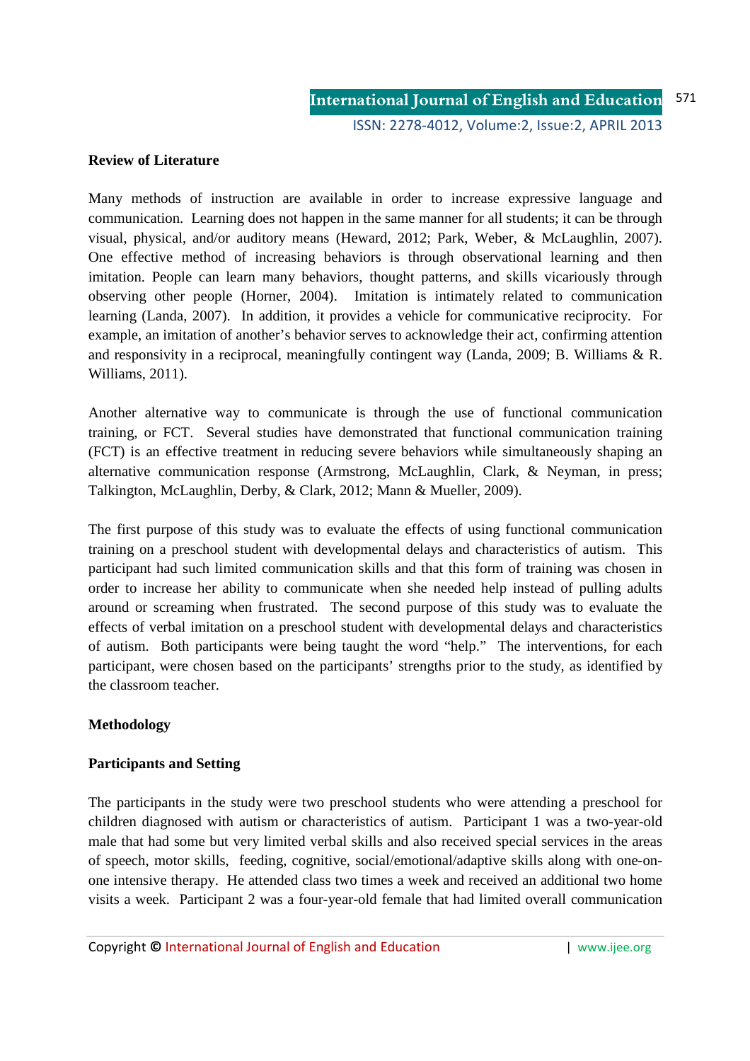**Review of Literature**

Many methods of instruction are available in order to increase expressive language and communication. Learning does not happen in the same manner for all students; it can be through visual, physical, and/or auditory means (Heward, 2012; Park, Weber, & McLaughlin, 2007). One effective method of increasing behaviors is through observational learning and then imitation. People can learn many behaviors, thought patterns, and skills vicariously through observing other people (Horner, 2004). Imitation is intimately related to communication learning (Landa, 2007). In addition, it provides a vehicle for communicative reciprocity. For example, an imitation of another's behavior serves to acknowledge their act, confirming attention and responsivity in a reciprocal, meaningfully contingent way (Landa, 2009; B. Williams & R. Williams, 2011).

Another alternative way to communicate is through the use of functional communication training, or FCT. Several studies have demonstrated that functional communication training (FCT) is an effective treatment in reducing severe behaviors while simultaneously shaping an alternative communication response (Armstrong, McLaughlin, Clark, & Neyman, in press; Talkington, McLaughlin, Derby, & Clark, 2012; Mann & Mueller, 2009).

The first purpose of this study was to evaluate the effects of using functional communication training on a preschool student with developmental delays and characteristics of autism. This participant had such limited communication skills and that this form of training was chosen in order to increase her ability to communicate when she needed help instead of pulling adults around or screaming when frustrated. The second purpose of this study was to evaluate the effects of verbal imitation on a preschool student with developmental delays and characteristics of autism. Both participants were being taught the word "help." The interventions, for each participant, were chosen based on the participants' strengths prior to the study, as identified by the classroom teacher.

**Methodology**

**Participants and Setting**

The participants in the study were two preschool students who were attending a preschool for children diagnosed with autism or characteristics of autism. Participant 1 was a two-year-old male that had some but very limited verbal skills and also received special services in the areas of speech, motor skills, feeding, cognitive, social/emotional/adaptive skills along with one-on-one intensive therapy. He attended class two times a week and received an additional two home visits a week. Participant 2 was a four-year-old female that had limited overall communication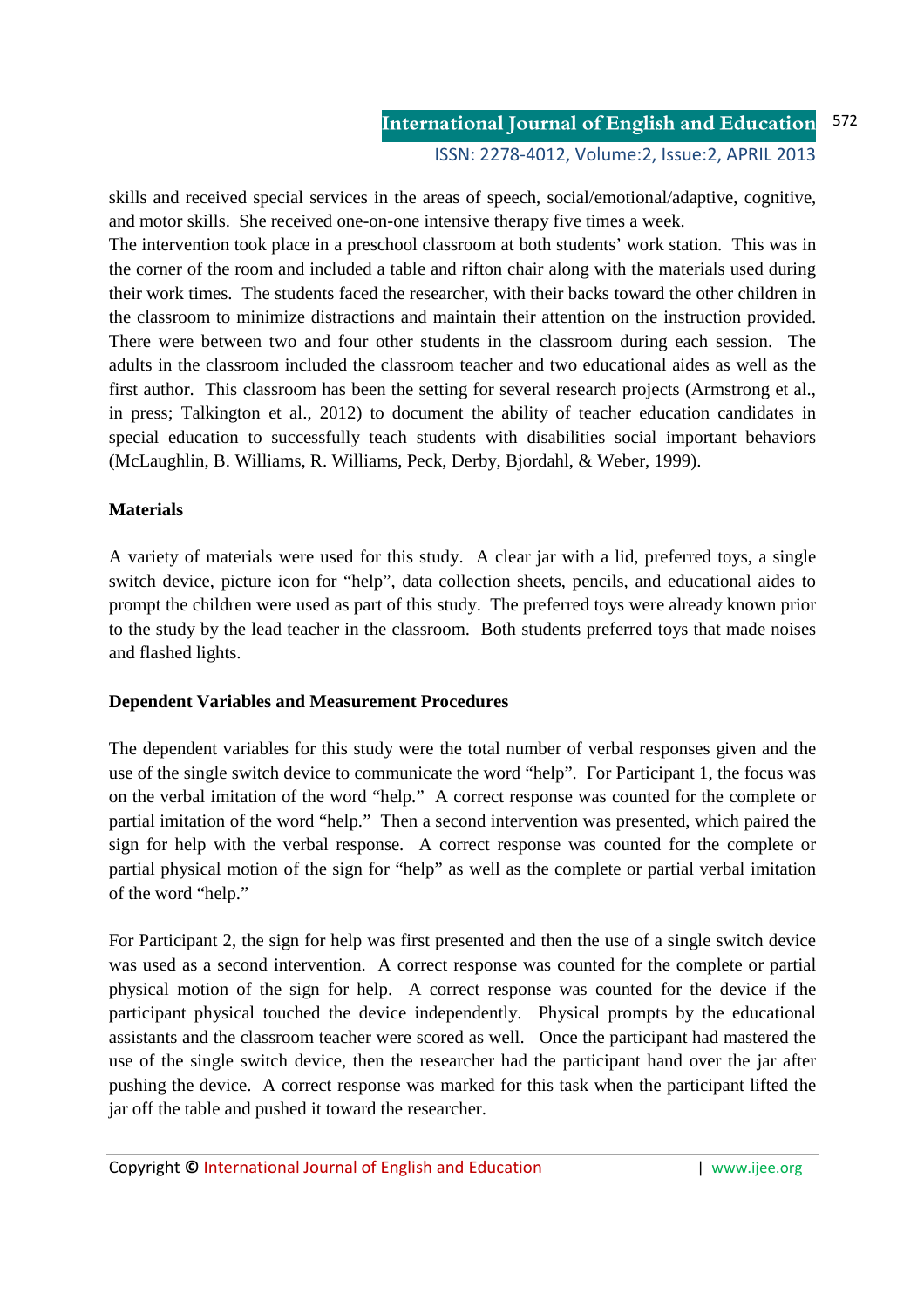skills and received special services in the areas of speech, social/emotional/adaptive, cognitive, and motor skills. She received one-on-one intensive therapy five times a week.

The intervention took place in a preschool classroom at both students' work station. This was in the corner of the room and included a table and rifton chair along with the materials used during their work times. The students faced the researcher, with their backs toward the other children in the classroom to minimize distractions and maintain their attention on the instruction provided. There were between two and four other students in the classroom during each session. The adults in the classroom included the classroom teacher and two educational aides as well as the first author. This classroom has been the setting for several research projects (Armstrong et al., in press; Talkington et al., 2012) to document the ability of teacher education candidates in special education to successfully teach students with disabilities social important behaviors (McLaughlin, B. Williams, R. Williams, Peck, Derby, Bjordahl, & Weber, 1999).

**Materials**

A variety of materials were used for this study. A clear jar with a lid, preferred toys, a single switch device, picture icon for "help", data collection sheets, pencils, and educational aides to prompt the children were used as part of this study. The preferred toys were already known prior to the study by the lead teacher in the classroom. Both students preferred toys that made noises and flashed lights.

**Dependent Variables and Measurement Procedures**

The dependent variables for this study were the total number of verbal responses given and the use of the single switch device to communicate the word "help". For Participant 1, the focus was on the verbal imitation of the word "help." A correct response was counted for the complete or partial imitation of the word "help." Then a second intervention was presented, which paired the sign for help with the verbal response. A correct response was counted for the complete or partial physical motion of the sign for "help" as well as the complete or partial verbal imitation of the word "help."

For Participant 2, the sign for help was first presented and then the use of a single switch device was used as a second intervention. A correct response was counted for the complete or partial physical motion of the sign for help. A correct response was counted for the device if the participant physical touched the device independently. Physical prompts by the educational assistants and the classroom teacher were scored as well. Once the participant had mastered the use of the single switch device, then the researcher had the participant hand over the jar after pushing the device. A correct response was marked for this task when the participant lifted the jar off the table and pushed it toward the researcher.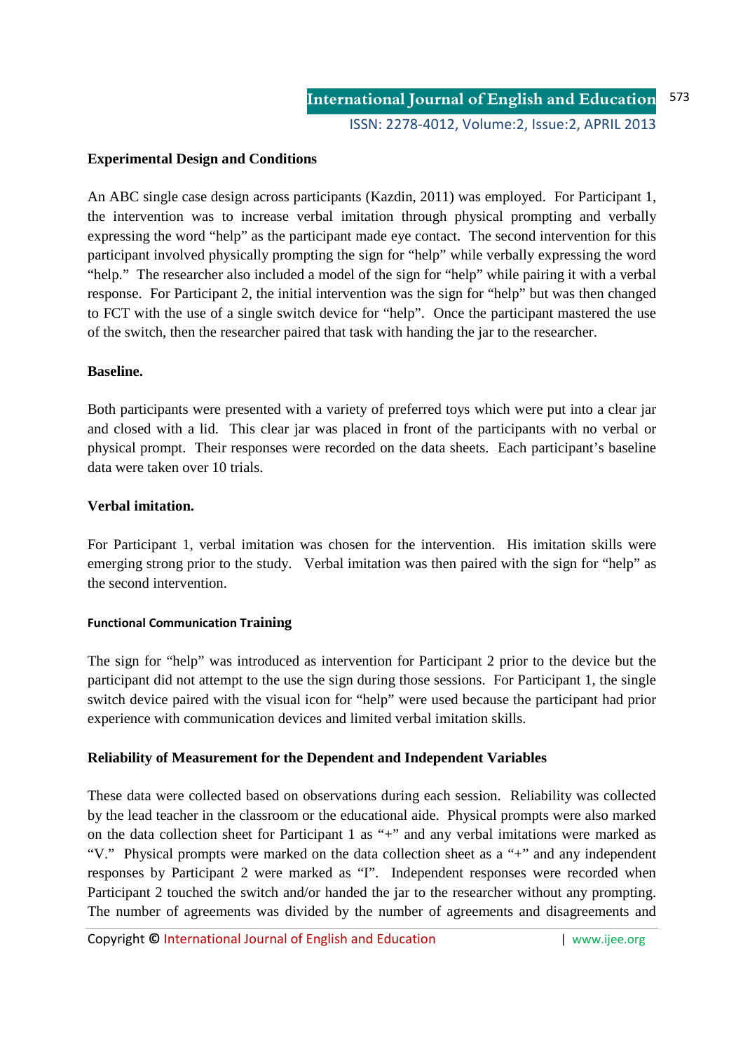**Experimental Design and Conditions**

An ABC single case design across participants (Kazdin, 2011) was employed. For Participant 1, the intervention was to increase verbal imitation through physical prompting and verbally expressing the word "help" as the participant made eye contact. The second intervention for this participant involved physically prompting the sign for "help" while verbally expressing the word "help." The researcher also included a model of the sign for "help" while pairing it with a verbal response. For Participant 2, the initial intervention was the sign for "help" but was then changed to FCT with the use of a single switch device for "help". Once the participant mastered the use of the switch, then the researcher paired that task with handing the jar to the researcher.

**Baseline.**

Both participants were presented with a variety of preferred toys which were put into a clear jar and closed with a lid. This clear jar was placed in front of the participants with no verbal or physical prompt. Their responses were recorded on the data sheets. Each participant's baseline data were taken over 10 trials.

**Verbal imitation.**

For Participant 1, verbal imitation was chosen for the intervention. His imitation skills were emerging strong prior to the study. Verbal imitation was then paired with the sign for "help" as the second intervention.

**Functional Communication Training**

The sign for "help" was introduced as intervention for Participant 2 prior to the device but the participant did not attempt to the use the sign during those sessions. For Participant 1, the single switch device paired with the visual icon for "help" were used because the participant had prior experience with communication devices and limited verbal imitation skills.

**Reliability of Measurement for the Dependent and Independent Variables**

These data were collected based on observations during each session. Reliability was collected by the lead teacher in the classroom or the educational aide. Physical prompts were also marked on the data collection sheet for Participant 1 as "+" and any verbal imitations were marked as "V." Physical prompts were marked on the data collection sheet as a "+" and any independent responses by Participant 2 were marked as "I". Independent responses were recorded when Participant 2 touched the switch and/or handed the jar to the researcher without any prompting. The number of agreements was divided by the number of agreements and disagreements and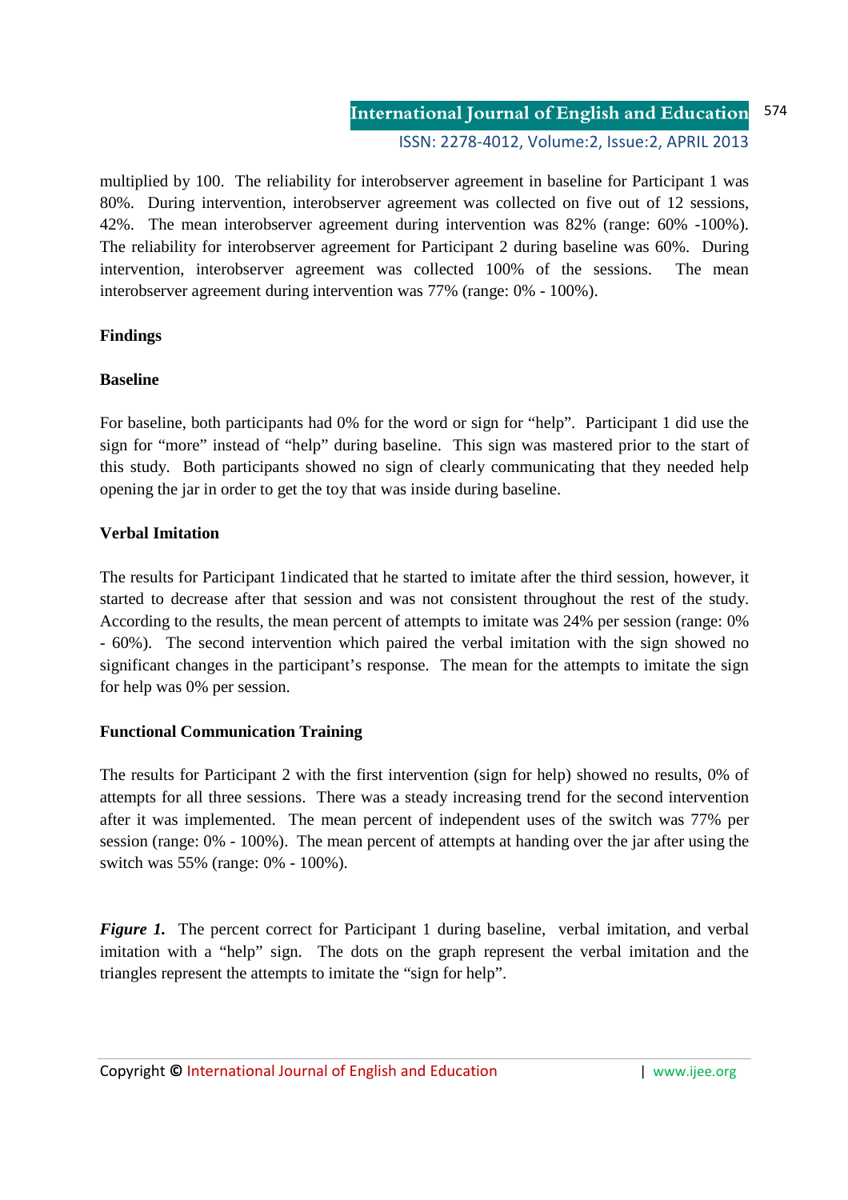multiplied by 100. The reliability for interobserver agreement in baseline for Participant 1 was 80%. During intervention, interobserver agreement was collected on five out of 12 sessions, 42%. The mean interobserver agreement during intervention was 82% (range: 60% -100%). The reliability for interobserver agreement for Participant 2 during baseline was 60%. During intervention, interobserver agreement was collected 100% of the sessions. The mean interobserver agreement during intervention was 77% (range: 0% - 100%).

## Findings

### Baseline

For baseline, both participants had 0% for the word or sign for "help". Participant 1 did use the sign for "more" instead of "help" during baseline. This sign was mastered prior to the start of this study. Both participants showed no sign of clearly communicating that they needed help opening the jar in order to get the toy that was inside during baseline.

### Verbal Imitation

The results for Participant 1indicated that he started to imitate after the third session, however, it started to decrease after that session and was not consistent throughout the rest of the study. According to the results, the mean percent of attempts to imitate was 24% per session (range: 0% - 60%). The second intervention which paired the verbal imitation with the sign showed no significant changes in the participant's response. The mean for the attempts to imitate the sign for help was 0% per session.

### Functional Communication Training

The results for Participant 2 with the first intervention (sign for help) showed no results, 0% of attempts for all three sessions. There was a steady increasing trend for the second intervention after it was implemented. The mean percent of independent uses of the switch was 77% per session (range: 0% - 100%). The mean percent of attempts at handing over the jar after using the switch was 55% (range: 0% - 100%).

***Figure 1.*** The percent correct for Participant 1 during baseline, verbal imitation, and verbal imitation with a "help" sign. The dots on the graph represent the verbal imitation and the triangles represent the attempts to imitate the "sign for help".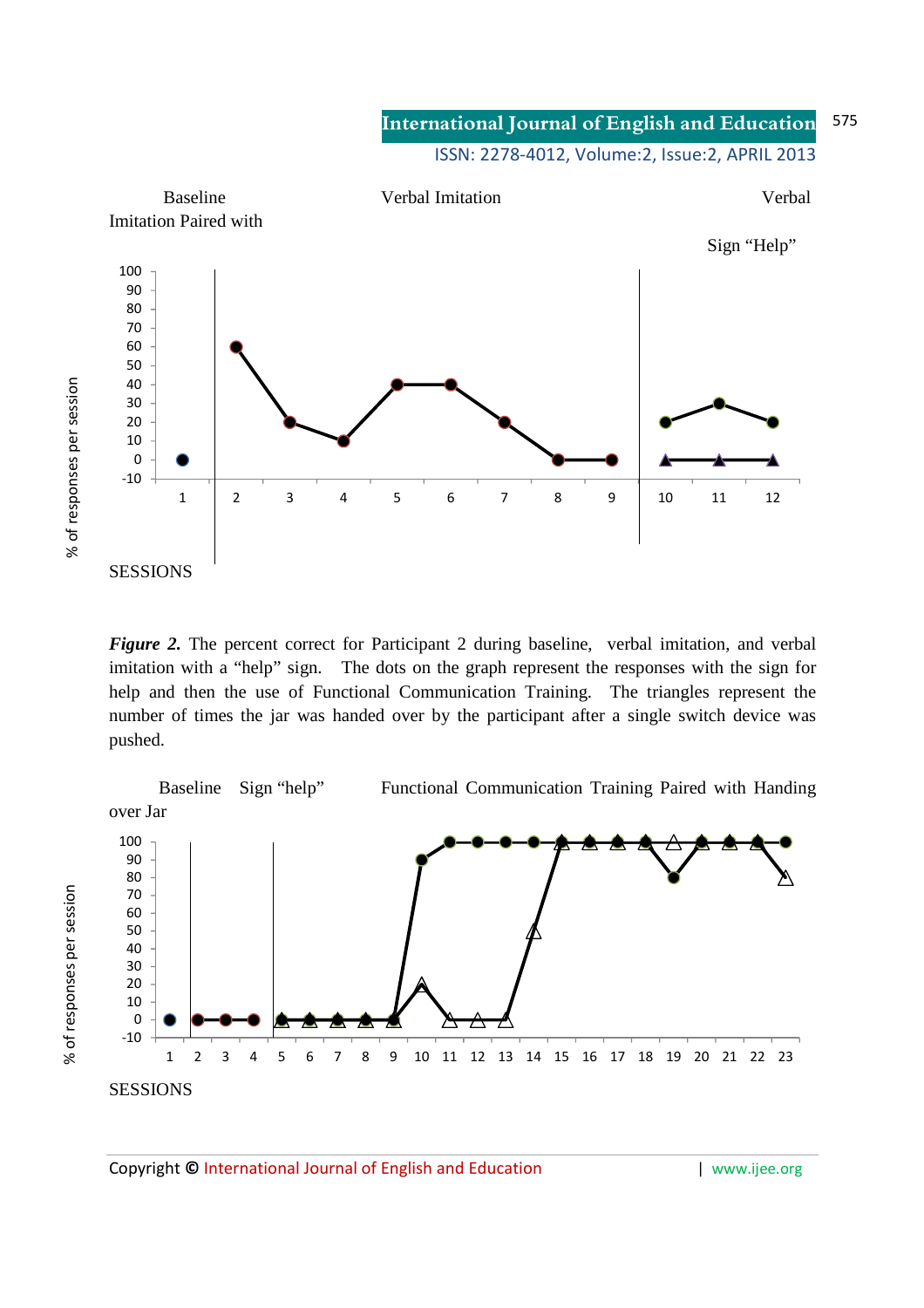Baseline Verbal Imitation Verbal Imitation Paired with Sign "Help"

% of responses per session

SESSIONS

***Figure 2.*** The percent correct for Participant 2 during baseline, verbal imitation, and verbal imitation with a "help" sign. The dots on the graph represent the responses with the sign for help and then the use of Functional Communication Training. The triangles represent the number of times the jar was handed over by the participant after a single switch device was pushed.

Baseline Sign "help" Functional Communication Training Paired with Handing over Jar

% of responses per session

SESSIONS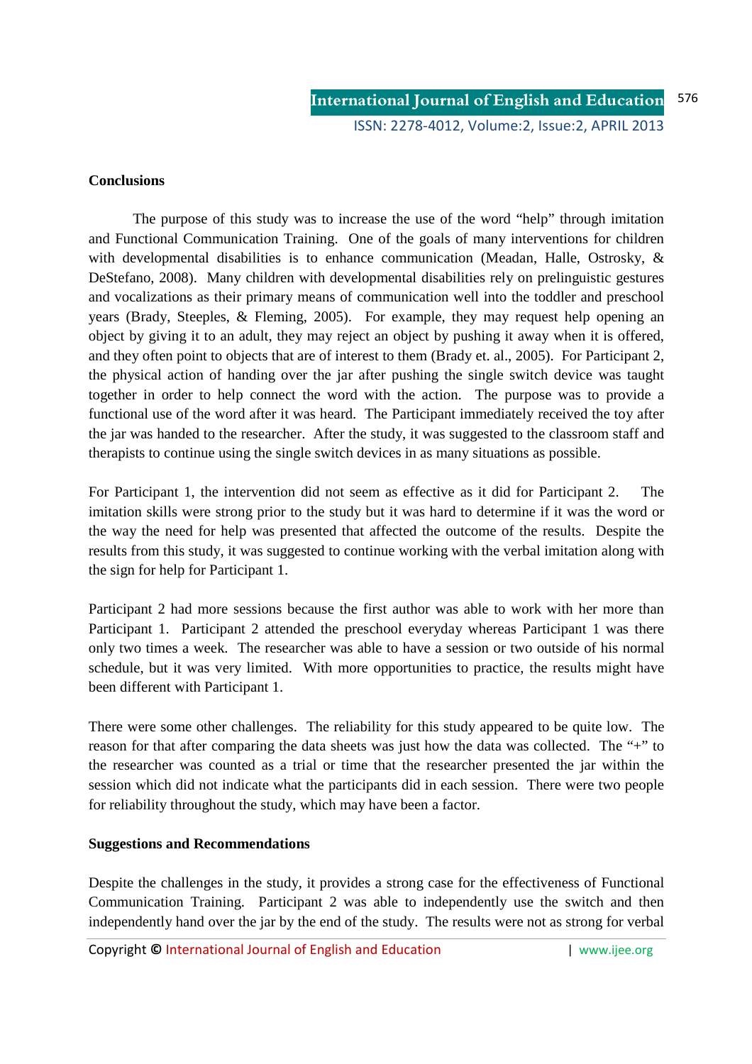## Conclusions

The purpose of this study was to increase the use of the word “help” through imitation and Functional Communication Training. One of the goals of many interventions for children with developmental disabilities is to enhance communication (Meadan, Halle, Ostrosky, & DeStefano, 2008). Many children with developmental disabilities rely on prelinguistic gestures and vocalizations as their primary means of communication well into the toddler and preschool years (Brady, Steeples, & Fleming, 2005). For example, they may request help opening an object by giving it to an adult, they may reject an object by pushing it away when it is offered, and they often point to objects that are of interest to them (Brady et. al., 2005). For Participant 2, the physical action of handing over the jar after pushing the single switch device was taught together in order to help connect the word with the action. The purpose was to provide a functional use of the word after it was heard. The Participant immediately received the toy after the jar was handed to the researcher. After the study, it was suggested to the classroom staff and therapists to continue using the single switch devices in as many situations as possible.

For Participant 1, the intervention did not seem as effective as it did for Participant 2. The imitation skills were strong prior to the study but it was hard to determine if it was the word or the way the need for help was presented that affected the outcome of the results. Despite the results from this study, it was suggested to continue working with the verbal imitation along with the sign for help for Participant 1.

Participant 2 had more sessions because the first author was able to work with her more than Participant 1. Participant 2 attended the preschool everyday whereas Participant 1 was there only two times a week. The researcher was able to have a session or two outside of his normal schedule, but it was very limited. With more opportunities to practice, the results might have been different with Participant 1.

There were some other challenges. The reliability for this study appeared to be quite low. The reason for that after comparing the data sheets was just how the data was collected. The “+” to the researcher was counted as a trial or time that the researcher presented the jar within the session which did not indicate what the participants did in each session. There were two people for reliability throughout the study, which may have been a factor.

## Suggestions and Recommendations

Despite the challenges in the study, it provides a strong case for the effectiveness of Functional Communication Training. Participant 2 was able to independently use the switch and then independently hand over the jar by the end of the study. The results were not as strong for verbal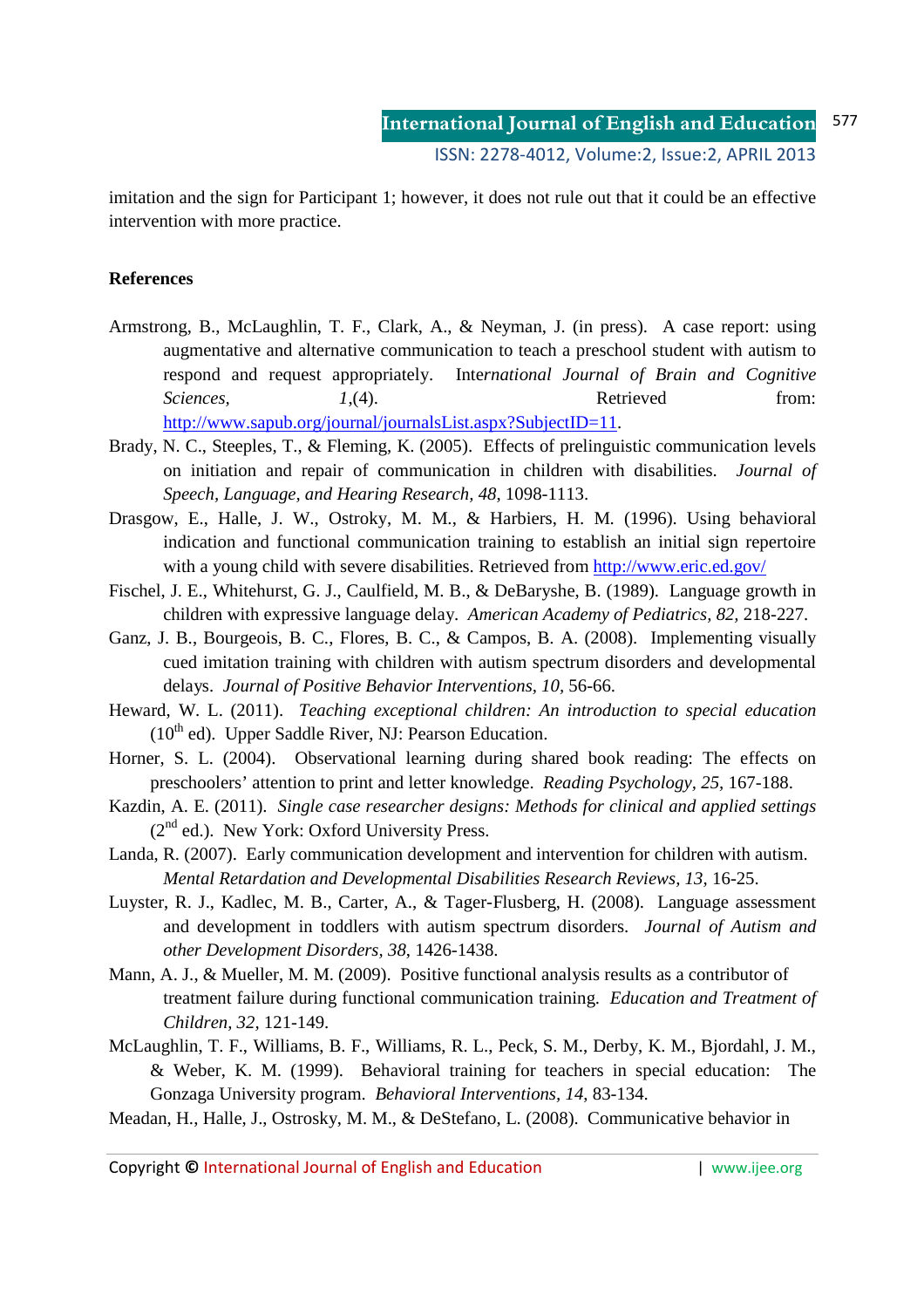imitation and the sign for Participant 1; however, it does not rule out that it could be an effective intervention with more practice.

**References**

Armstrong, B., McLaughlin, T. F., Clark, A., & Neyman, J. (in press). A case report: using augmentative and alternative communication to teach a preschool student with autism to respond and request appropriately. *International Journal of Brain and Cognitive Sciences, 1*,(4). Retrieved from: http://www.sapub.org/journal/journalsList.aspx?SubjectID=11.

Brady, N. C., Steeples, T., & Fleming, K. (2005). Effects of prelinguistic communication levels on initiation and repair of communication in children with disabilities. *Journal of Speech, Language, and Hearing Research, 48*, 1098-1113.

Drasgow, E., Halle, J. W., Ostroky, M. M., & Harbiers, H. M. (1996). Using behavioral indication and functional communication training to establish an initial sign repertoire with a young child with severe disabilities. Retrieved from http://www.eric.ed.gov/

Fischel, J. E., Whitehurst, G. J., Caulfield, M. B., & DeBaryshe, B. (1989). Language growth in children with expressive language delay. *American Academy of Pediatrics, 82*, 218-227.

Ganz, J. B., Bourgeois, B. C., Flores, B. C., & Campos, B. A. (2008). Implementing visually cued imitation training with children with autism spectrum disorders and developmental delays. *Journal of Positive Behavior Interventions, 10*, 56-66.

Heward, W. L. (2011). *Teaching exceptional children: An introduction to special education* (10th ed). Upper Saddle River, NJ: Pearson Education.

Horner, S. L. (2004). Observational learning during shared book reading: The effects on preschoolers' attention to print and letter knowledge. *Reading Psychology, 25*, 167-188.

Kazdin, A. E. (2011). *Single case researcher designs: Methods for clinical and applied settings* (2nd ed.). New York: Oxford University Press.

Landa, R. (2007). Early communication development and intervention for children with autism. *Mental Retardation and Developmental Disabilities Research Reviews, 13*, 16-25.

Luyster, R. J., Kadlec, M. B., Carter, A., & Tager-Flusberg, H. (2008). Language assessment and development in toddlers with autism spectrum disorders. *Journal of Autism and other Development Disorders, 38*, 1426-1438.

Mann, A. J., & Mueller, M. M. (2009). Positive functional analysis results as a contributor of treatment failure during functional communication training. *Education and Treatment of Children, 32*, 121-149.

McLaughlin, T. F., Williams, B. F., Williams, R. L., Peck, S. M., Derby, K. M., Bjordahl, J. M., & Weber, K. M. (1999). Behavioral training for teachers in special education: The Gonzaga University program. *Behavioral Interventions, 14*, 83-134.

Meadan, H., Halle, J., Ostrosky, M. M., & DeStefano, L. (2008). Communicative behavior in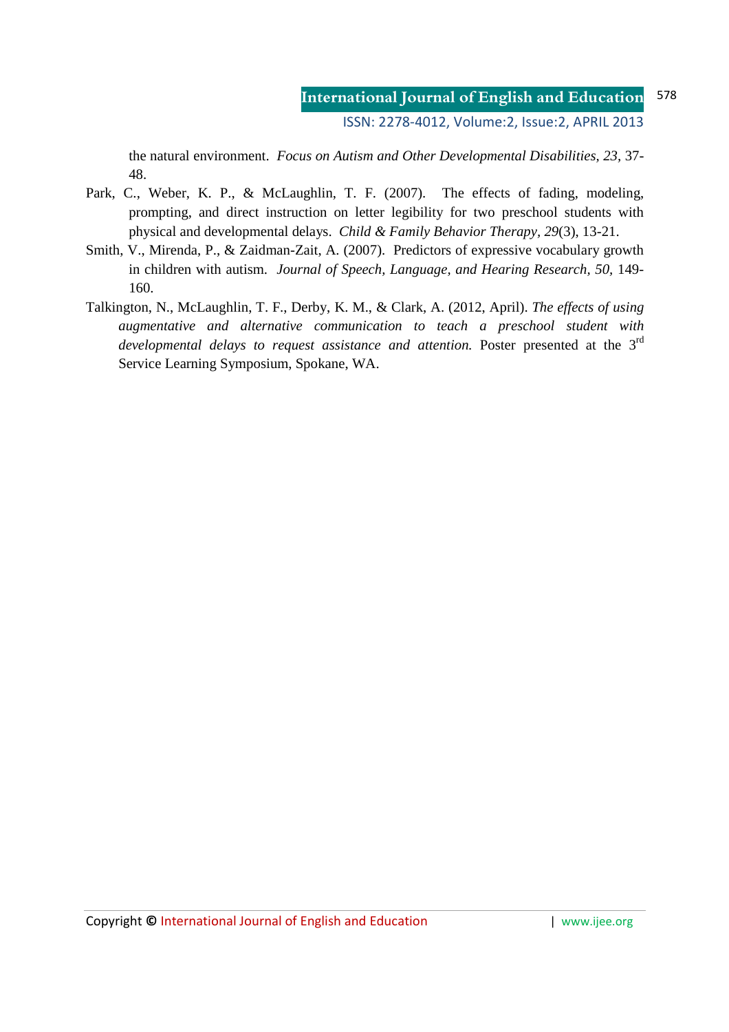the natural environment. *Focus on Autism and Other Developmental Disabilities*, *23*, 37-48.

Park, C., Weber, K. P., & McLaughlin, T. F. (2007). The effects of fading, modeling, prompting, and direct instruction on letter legibility for two preschool students with physical and developmental delays. *Child & Family Behavior Therapy*, *29*(3), 13-21.

Smith, V., Mirenda, P., & Zaidman-Zait, A. (2007). Predictors of expressive vocabulary growth in children with autism. *Journal of Speech, Language, and Hearing Research, 50,* 149-160.

Talkington, N., McLaughlin, T. F., Derby, K. M., & Clark, A. (2012, April). *The effects of using augmentative and alternative communication to teach a preschool student with developmental delays to request assistance and attention.* Poster presented at the 3rd Service Learning Symposium, Spokane, WA.